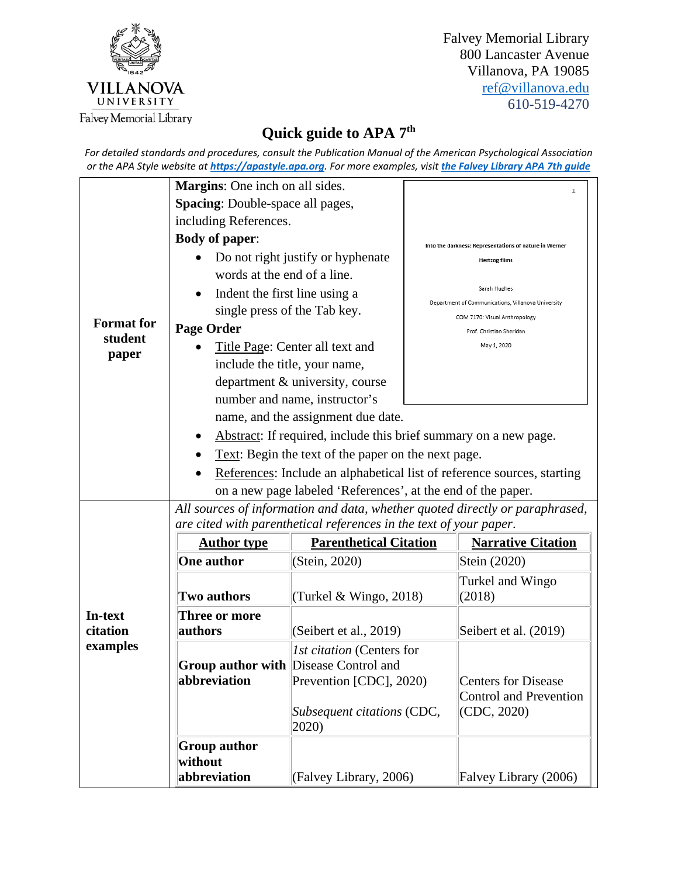Villanova University
Falvey Memorial Library

Falvey Memorial Library
800 Lancaster Avenue
Villanova, PA 19085
ref@villanova.edu
610-519-4270

# Quick guide to APA 7th

*For detailed standards and procedures, consult the Publication Manual of the American Psychological Association or the APA Style website at **https://apastyle.apa.org**. For more examples, visit **the Falvey Library APA 7th guide***

## Format for student paper

**Margins**: One inch on all sides.

**Spacing**: Double-space all pages, including References.

**Body of paper**:

- Do not right justify or hyphenate words at the end of a line.
- Indent the first line using a single press of the Tab key.

**Page Order**

- Title Page: Center all text and include the title, your name, department & university, course number and name, instructor's name, and the assignment due date.
- Abstract: If required, include this brief summary on a new page.
- Text: Begin the text of the paper on the next page.
- References: Include an alphabetical list of reference sources, starting on a new page labeled 'References', at the end of the paper.

1

Into the darkness: Representations of nature in Werner Hertzog films

Sarah Hughes
Department of Communications, Villanova University
COM 7170: Visual Anthropology
Prof. Christian Sheridan
May 1, 2020

## In-text citation examples

*All sources of information and data, whether quoted directly or paraphrased, are cited with parenthetical references in the text of your paper.*

| Author type | Parenthetical Citation | Narrative Citation |
|---|---|---|
| **One author** | (Stein, 2020) | Stein (2020) |
| **Two authors** | (Turkel & Wingo, 2018) | Turkel and Wingo (2018) |
| **Three or more authors** | (Seibert et al., 2019) | Seibert et al. (2019) |
| **Group author with abbreviation** | *1st citation* (Centers for Disease Control and Prevention [CDC], 2020)<br><br>*Subsequent citations* (CDC, 2020) | Centers for Disease Control and Prevention (CDC, 2020) |
| **Group author without abbreviation** | (Falvey Library, 2006) | Falvey Library (2006) |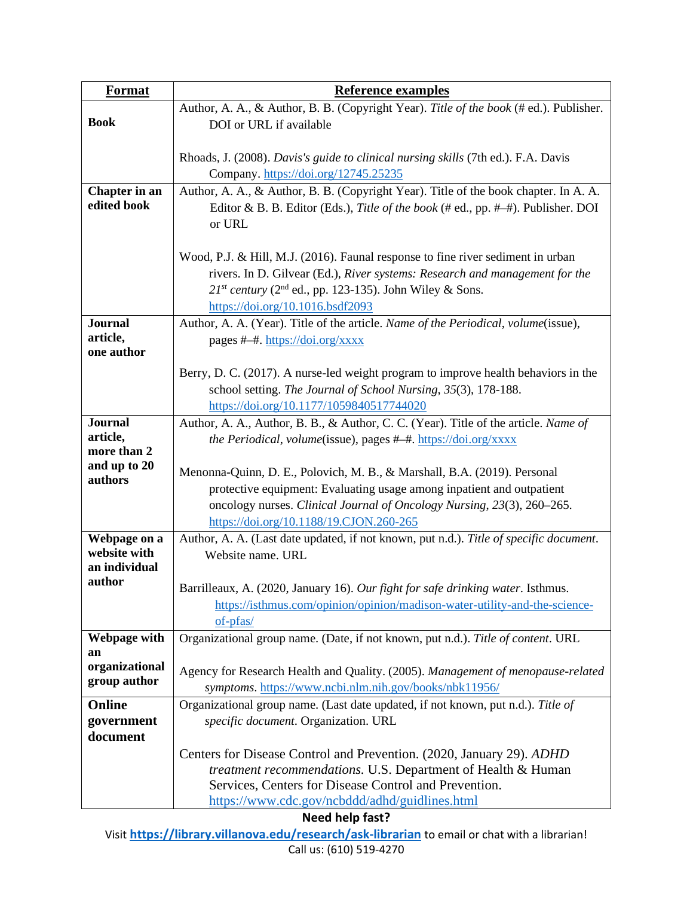| **Format** | **Reference examples** |
|---|---|
| **Book** | Author, A. A., & Author, B. B. (Copyright Year). *Title of the book* (# ed.). Publisher. DOI or URL if available<br><br>Rhoads, J. (2008). *Davis's guide to clinical nursing skills* (7th ed.). F.A. Davis Company. https://doi.org/12745.25235 |
| **Chapter in an edited book** | Author, A. A., & Author, B. B. (Copyright Year). Title of the book chapter. In A. A. Editor & B. B. Editor (Eds.), *Title of the book* (# ed., pp. #–#). Publisher. DOI or URL<br><br>Wood, P.J. & Hill, M.J. (2016). Faunal response to fine river sediment in urban rivers. In D. Gilvear (Ed.), *River systems: Research and management for the 21st century* (2nd ed., pp. 123-135). John Wiley & Sons. https://doi.org/10.1016.bsdf2093 |
| **Journal article, one author** | Author, A. A. (Year). Title of the article. *Name of the Periodical*, *volume*(issue), pages #–#. https://doi.org/xxxx<br><br>Berry, D. C. (2017). A nurse-led weight program to improve health behaviors in the school setting. *The Journal of School Nursing*, *35*(3), 178-188. https://doi.org/10.1177/1059840517744020 |
| **Journal article, more than 2 and up to 20 authors** | Author, A. A., Author, B. B., & Author, C. C. (Year). Title of the article. *Name of the Periodical*, *volume*(issue), pages #–#. https://doi.org/xxxx<br><br>Menonna-Quinn, D. E., Polovich, M. B., & Marshall, B.A. (2019). Personal protective equipment: Evaluating usage among inpatient and outpatient oncology nurses. *Clinical Journal of Oncology Nursing*, *23*(3), 260–265. https://doi.org/10.1188/19.CJON.260-265 |
| **Webpage on a website with an individual author** | Author, A. A. (Last date updated, if not known, put n.d.). *Title of specific document*. Website name. URL<br><br>Barrilleaux, A. (2020, January 16). *Our fight for safe drinking water*. Isthmus. https://isthmus.com/opinion/opinion/madison-water-utility-and-the-science-of-pfas/ |
| **Webpage with an organizational group author** | Organizational group name. (Date, if not known, put n.d.). *Title of content*. URL<br><br>Agency for Research Health and Quality. (2005). *Management of menopause-related symptoms*. https://www.ncbi.nlm.nih.gov/books/nbk11956/ |
| **Online government document** | Organizational group name. (Last date updated, if not known, put n.d.). *Title of specific document*. Organization. URL<br><br>Centers for Disease Control and Prevention. (2020, January 29). *ADHD treatment recommendations.* U.S. Department of Health & Human Services, Centers for Disease Control and Prevention. https://www.cdc.gov/ncbddd/adhd/guidlines.html |

**Need help fast?**

Visit **https://library.villanova.edu/research/ask-librarian** to email or chat with a librarian!

Call us: (610) 519-4270